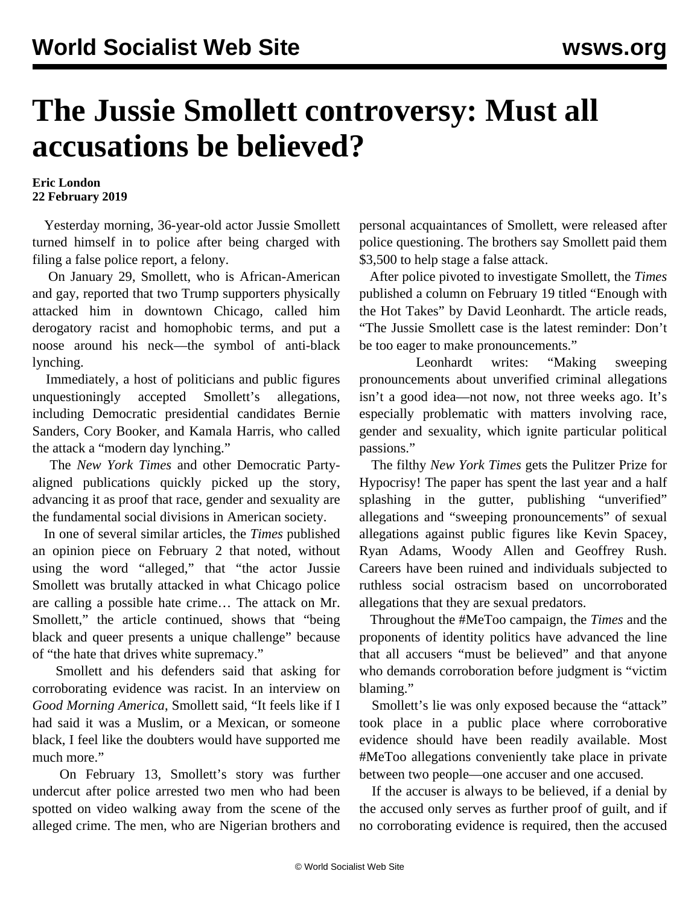# The Jussie Smollett controversy: Must all accusations be believed?

**Eric London**
**22 February 2019**

Yesterday morning, 36-year-old actor Jussie Smollett turned himself in to police after being charged with filing a false police report, a felony.

On January 29, Smollett, who is African-American and gay, reported that two Trump supporters physically attacked him in downtown Chicago, called him derogatory racist and homophobic terms, and put a noose around his neck—the symbol of anti-black lynching.

Immediately, a host of politicians and public figures unquestioningly accepted Smollett's allegations, including Democratic presidential candidates Bernie Sanders, Cory Booker, and Kamala Harris, who called the attack a "modern day lynching."

The *New York Times* and other Democratic Party-aligned publications quickly picked up the story, advancing it as proof that race, gender and sexuality are the fundamental social divisions in American society.

In one of several similar articles, the *Times* published an opinion piece on February 2 that noted, without using the word "alleged," that "the actor Jussie Smollett was brutally attacked in what Chicago police are calling a possible hate crime… The attack on Mr. Smollett," the article continued, shows that "being black and queer presents a unique challenge" because of "the hate that drives white supremacy."

Smollett and his defenders said that asking for corroborating evidence was racist. In an interview on *Good Morning America*, Smollett said, "It feels like if I had said it was a Muslim, or a Mexican, or someone black, I feel like the doubters would have supported me much more."

On February 13, Smollett's story was further undercut after police arrested two men who had been spotted on video walking away from the scene of the alleged crime. The men, who are Nigerian brothers and personal acquaintances of Smollett, were released after police questioning. The brothers say Smollett paid them $3,500 to help stage a false attack.

After police pivoted to investigate Smollett, the *Times* published a column on February 19 titled "Enough with the Hot Takes" by David Leonhardt. The article reads, "The Jussie Smollett case is the latest reminder: Don't be too eager to make pronouncements."

Leonhardt writes: "Making sweeping pronouncements about unverified criminal allegations isn't a good idea—not now, not three weeks ago. It's especially problematic with matters involving race, gender and sexuality, which ignite particular political passions."

The filthy *New York Times* gets the Pulitzer Prize for Hypocrisy! The paper has spent the last year and a half splashing in the gutter, publishing "unverified" allegations and "sweeping pronouncements" of sexual allegations against public figures like Kevin Spacey, Ryan Adams, Woody Allen and Geoffrey Rush. Careers have been ruined and individuals subjected to ruthless social ostracism based on uncorroborated allegations that they are sexual predators.

Throughout the #MeToo campaign, the *Times* and the proponents of identity politics have advanced the line that all accusers "must be believed" and that anyone who demands corroboration before judgment is "victim blaming."

Smollett's lie was only exposed because the "attack" took place in a public place where corroborative evidence should have been readily available. Most #MeToo allegations conveniently take place in private between two people—one accuser and one accused.

If the accuser is always to be believed, if a denial by the accused only serves as further proof of guilt, and if no corroborating evidence is required, then the accused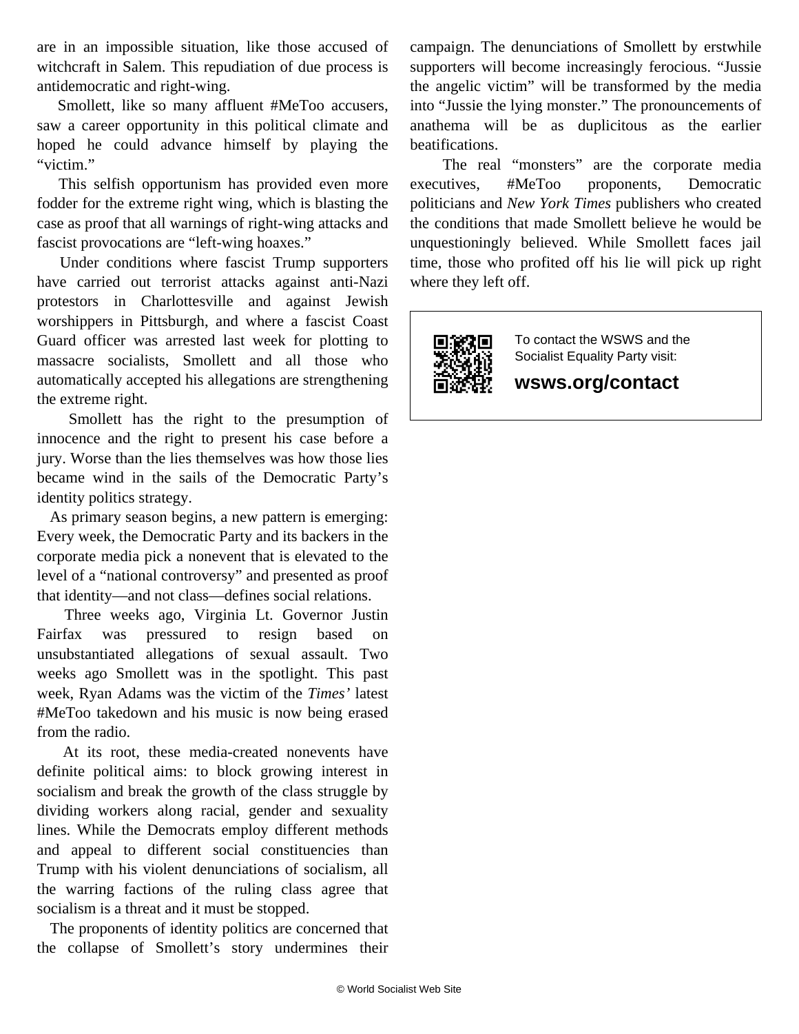are in an impossible situation, like those accused of witchcraft in Salem. This repudiation of due process is antidemocratic and right-wing.

Smollett, like so many affluent #MeToo accusers, saw a career opportunity in this political climate and hoped he could advance himself by playing the "victim."

This selfish opportunism has provided even more fodder for the extreme right wing, which is blasting the case as proof that all warnings of right-wing attacks and fascist provocations are "left-wing hoaxes."

Under conditions where fascist Trump supporters have carried out terrorist attacks against anti-Nazi protestors in Charlottesville and against Jewish worshippers in Pittsburgh, and where a fascist Coast Guard officer was arrested last week for plotting to massacre socialists, Smollett and all those who automatically accepted his allegations are strengthening the extreme right.

Smollett has the right to the presumption of innocence and the right to present his case before a jury. Worse than the lies themselves was how those lies became wind in the sails of the Democratic Party's identity politics strategy.

As primary season begins, a new pattern is emerging: Every week, the Democratic Party and its backers in the corporate media pick a nonevent that is elevated to the level of a "national controversy" and presented as proof that identity—and not class—defines social relations.

Three weeks ago, Virginia Lt. Governor Justin Fairfax was pressured to resign based on unsubstantiated allegations of sexual assault. Two weeks ago Smollett was in the spotlight. This past week, Ryan Adams was the victim of the *Times'* latest #MeToo takedown and his music is now being erased from the radio.

At its root, these media-created nonevents have definite political aims: to block growing interest in socialism and break the growth of the class struggle by dividing workers along racial, gender and sexuality lines. While the Democrats employ different methods and appeal to different social constituencies than Trump with his violent denunciations of socialism, all the warring factions of the ruling class agree that socialism is a threat and it must be stopped.

The proponents of identity politics are concerned that the collapse of Smollett's story undermines their campaign. The denunciations of Smollett by erstwhile supporters will become increasingly ferocious. "Jussie the angelic victim" will be transformed by the media into "Jussie the lying monster." The pronouncements of anathema will be as duplicitous as the earlier beatifications.

The real "monsters" are the corporate media executives, #MeToo proponents, Democratic politicians and *New York Times* publishers who created the conditions that made Smollett believe he would be unquestioningly believed. While Smollett faces jail time, those who profited off his lie will pick up right where they left off.

To contact the WSWS and the Socialist Equality Party visit:

**wsws.org/contact**